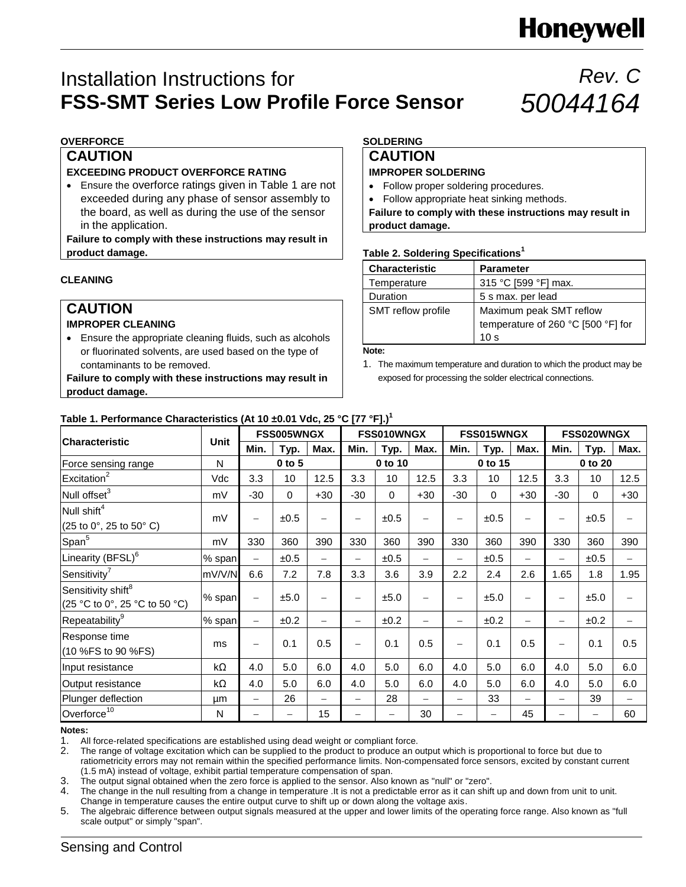Honeywell

# Installation Instructions for **FSS-SMT Series Low Profile Force Sensor**

*Rev. C*
*50044164*

**OVERFORCE**

## CAUTION

**EXCEEDING PRODUCT OVERFORCE RATING**

- Ensure the overforce ratings given in Table 1 are not exceeded during any phase of sensor assembly to the board, as well as during the use of the sensor in the application.

**Failure to comply with these instructions may result in product damage.**

**CLEANING**

## CAUTION

**IMPROPER CLEANING**

- Ensure the appropriate cleaning fluids, such as alcohols or fluorinated solvents, are used based on the type of contaminants to be removed.

**Failure to comply with these instructions may result in product damage.**

**SOLDERING**

## CAUTION

**IMPROPER SOLDERING**

- Follow proper soldering procedures.
- Follow appropriate heat sinking methods.

**Failure to comply with these instructions may result in product damage.**

**Table 2. Soldering Specifications[1]**

| Characteristic | Parameter |
|---|---|
| Temperature | 315 °C [599 °F] max. |
| Duration | 5 s max. per lead |
| SMT reflow profile | Maximum peak SMT reflow temperature of 260 °C [500 °F] for 10 s |

**Note:**

1. The maximum temperature and duration to which the product may be exposed for processing the solder electrical connections.

**Table 1. Performance Characteristics (At 10 ±0.01 Vdc, 25 °C [77 °F].)[1]**

| Characteristic | Unit | FSS005WNGX | | | FSS010WNGX | | | FSS015WNGX | | | FSS020WNGX | | |
|---|---|---|---|---|---|---|---|---|---|---|---|---|---|
| | | Min. | Typ. | Max. | Min. | Typ. | Max. | Min. | Typ. | Max. | Min. | Typ. | Max. |
| Force sensing range | N | | 0 to 5 | | | 0 to 10 | | | 0 to 15 | | | 0 to 20 | |
| Excitation[2] | Vdc | 3.3 | 10 | 12.5 | 3.3 | 10 | 12.5 | 3.3 | 10 | 12.5 | 3.3 | 10 | 12.5 |
| Null offset[3] | mV | -30 | 0 | +30 | -30 | 0 | +30 | -30 | 0 | +30 | -30 | 0 | +30 |
| Null shift[4] (25 to 0°, 25 to 50° C) | mV | – | ±0.5 | – | – | ±0.5 | – | – | ±0.5 | – | – | ±0.5 | – |
| Span[5] | mV | 330 | 360 | 390 | 330 | 360 | 390 | 330 | 360 | 390 | 330 | 360 | 390 |
| Linearity (BFSL)[6] | % span | – | ±0.5 | – | – | ±0.5 | – | – | ±0.5 | – | – | ±0.5 | – |
| Sensitivity[7] | mV/V/N | 6.6 | 7.2 | 7.8 | 3.3 | 3.6 | 3.9 | 2.2 | 2.4 | 2.6 | 1.65 | 1.8 | 1.95 |
| Sensitivity shift[8] (25 °C to 0°, 25 °C to 50 °C) | % span | – | ±5.0 | – | – | ±5.0 | – | – | ±5.0 | – | – | ±5.0 | – |
| Repeatability[9] | % span | – | ±0.2 | – | – | ±0.2 | – | – | ±0.2 | – | – | ±0.2 | – |
| Response time (10 %FS to 90 %FS) | ms | – | 0.1 | 0.5 | – | 0.1 | 0.5 | – | 0.1 | 0.5 | – | 0.1 | 0.5 |
| Input resistance | kΩ | 4.0 | 5.0 | 6.0 | 4.0 | 5.0 | 6.0 | 4.0 | 5.0 | 6.0 | 4.0 | 5.0 | 6.0 |
| Output resistance | kΩ | 4.0 | 5.0 | 6.0 | 4.0 | 5.0 | 6.0 | 4.0 | 5.0 | 6.0 | 4.0 | 5.0 | 6.0 |
| Plunger deflection | µm | – | 26 | – | – | 28 | – | – | 33 | – | – | 39 | – |
| Overforce[10] | N | – | – | 15 | – | – | 30 | – | – | 45 | – | – | 60 |

**Notes:**

1. All force-related specifications are established using dead weight or compliant force.
2. The range of voltage excitation which can be supplied to the product to produce an output which is proportional to force but due to ratiometricity errors may not remain within the specified performance limits. Non-compensated force sensors, excited by constant current (1.5 mA) instead of voltage, exhibit partial temperature compensation of span.
3. The output signal obtained when the zero force is applied to the sensor. Also known as "null" or "zero".
4. The change in the null resulting from a change in temperature .It is not a predictable error as it can shift up and down from unit to unit. Change in temperature causes the entire output curve to shift up or down along the voltage axis.
5. The algebraic difference between output signals measured at the upper and lower limits of the operating force range. Also known as "full scale output" or simply "span".

Sensing and Control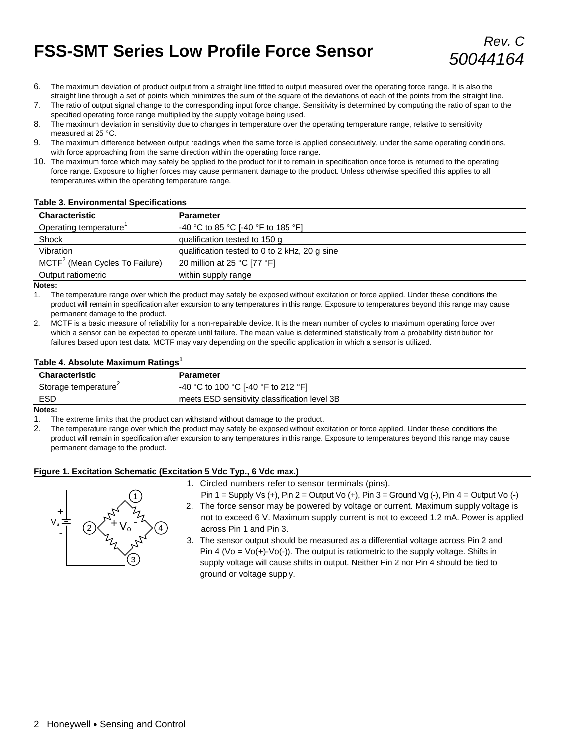6. The maximum deviation of product output from a straight line fitted to output measured over the operating force range. It is also the straight line through a set of points which minimizes the sum of the square of the deviations of each of the points from the straight line.
7. The ratio of output signal change to the corresponding input force change. Sensitivity is determined by computing the ratio of span to the specified operating force range multiplied by the supply voltage being used.
8. The maximum deviation in sensitivity due to changes in temperature over the operating temperature range, relative to sensitivity measured at 25 °C.
9. The maximum difference between output readings when the same force is applied consecutively, under the same operating conditions, with force approaching from the same direction within the operating force range.
10. The maximum force which may safely be applied to the product for it to remain in specification once force is returned to the operating force range. Exposure to higher forces may cause permanent damage to the product. Unless otherwise specified this applies to all temperatures within the operating temperature range.

**Table 3. Environmental Specifications**

| Characteristic | Parameter |
|---|---|
| Operating temperature[1] | -40 °C to 85 °C [-40 °F to 185 °F] |
| Shock | qualification tested to 150 g |
| Vibration | qualification tested to 0 to 2 kHz, 20 g sine |
| MCTF[2] (Mean Cycles To Failure) | 20 million at 25 °C [77 °F] |
| Output ratiometric | within supply range |

**Notes:**

1. The temperature range over which the product may safely be exposed without excitation or force applied. Under these conditions the product will remain in specification after excursion to any temperatures in this range. Exposure to temperatures beyond this range may cause permanent damage to the product.
2. MCTF is a basic measure of reliability for a non-repairable device. It is the mean number of cycles to maximum operating force over which a sensor can be expected to operate until failure. The mean value is determined statistically from a probability distribution for failures based upon test data. MCTF may vary depending on the specific application in which a sensor is utilized.

**Table 4. Absolute Maximum Ratings[1]**

| Characteristic | Parameter |
|---|---|
| Storage temperature[2] | -40 °C to 100 °C [-40 °F to 212 °F] |
| ESD | meets ESD sensitivity classification level 3B |

**Notes:**

1. The extreme limits that the product can withstand without damage to the product.
2. The temperature range over which the product may safely be exposed without excitation or force applied. Under these conditions the product will remain in specification after excursion to any temperatures in this range. Exposure to temperatures beyond this range may cause permanent damage to the product.

**Figure 1. Excitation Schematic (Excitation 5 Vdc Typ., 6 Vdc max.)**

1. Circled numbers refer to sensor terminals (pins).
   Pin 1 = Supply Vs (+), Pin 2 = Output Vo (+), Pin 3 = Ground Vg (-), Pin 4 = Output Vo (-)
2. The force sensor may be powered by voltage or current. Maximum supply voltage is not to exceed 6 V. Maximum supply current is not to exceed 1.2 mA. Power is applied across Pin 1 and Pin 3.
3. The sensor output should be measured as a differential voltage across Pin 2 and Pin 4 (Vo = Vo(+)-Vo(-)). The output is ratiometric to the supply voltage. Shifts in supply voltage will cause shifts in output. Neither Pin 2 nor Pin 4 should be tied to ground or voltage supply.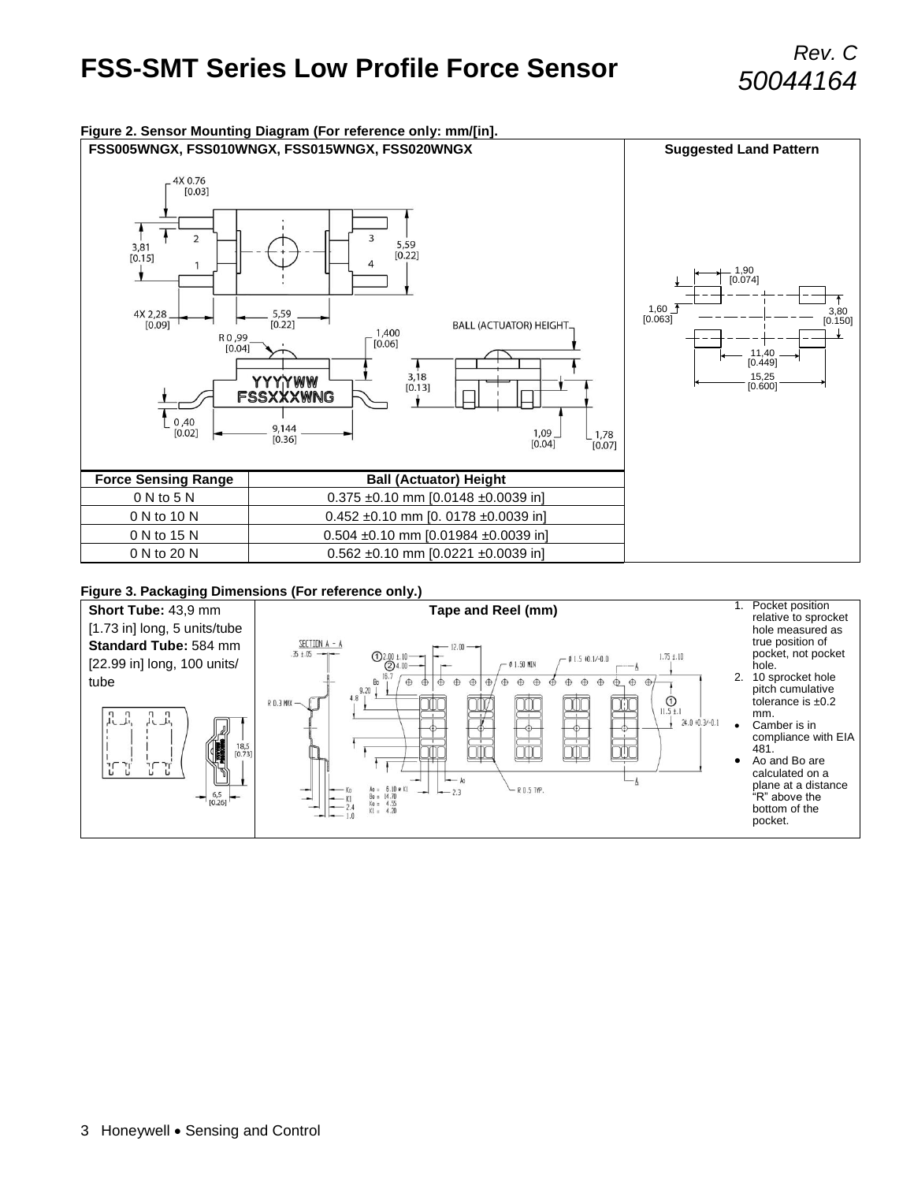## Figure 2. Sensor Mounting Diagram (For reference only: mm/[in].

**FSS005WNGX, FSS010WNGX, FSS015WNGX, FSS020WNGX**

**Suggested Land Pattern**

| Force Sensing Range | Ball (Actuator) Height |
|---|---|
| 0 N to 5 N | 0.375 ±0.10 mm [0.0148 ±0.0039 in] |
| 0 N to 10 N | 0.452 ±0.10 mm [0. 0178 ±0.0039 in] |
| 0 N to 15 N | 0.504 ±0.10 mm [0.01984 ±0.0039 in] |
| 0 N to 20 N | 0.562 ±0.10 mm [0.0221 ±0.0039 in] |

## Figure 3. Packaging Dimensions (For reference only.)

**Short Tube:** 43,9 mm [1.73 in] long, 5 units/tube

**Standard Tube:** 584 mm [22.99 in] long, 100 units/ tube

**Tape and Reel (mm)**

1. Pocket position relative to sprocket hole measured as true position of pocket, not pocket hole.
2. 10 sprocket hole pitch cumulative tolerance is ±0.2 mm.

- Camber is in compliance with EIA 481.
- Ao and Bo are calculated on a plane at a distance "R" above the bottom of the pocket.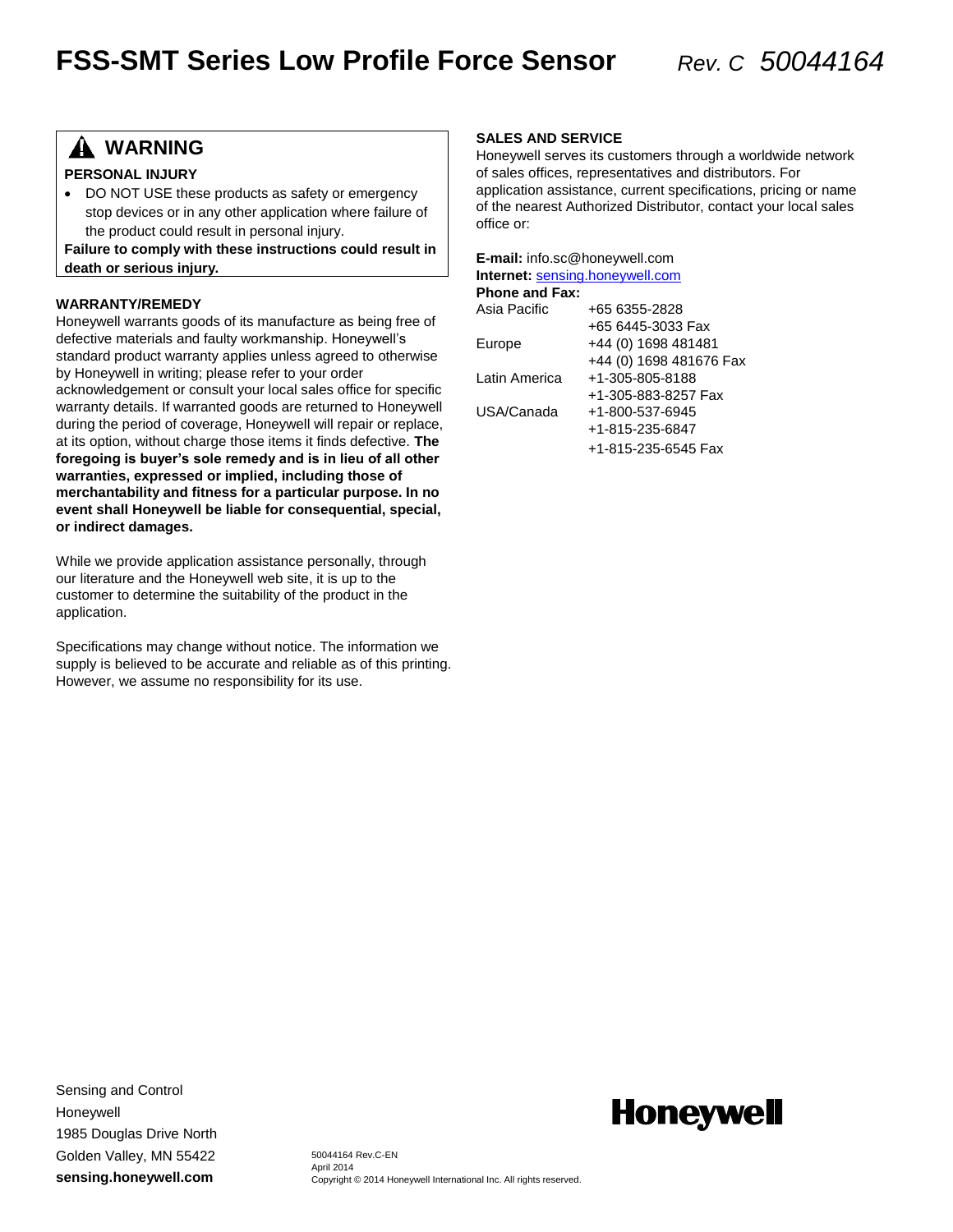# FSS-SMT Series Low Profile Force Sensor *Rev. C 50044164*

## ⚠ WARNING

**PERSONAL INJURY**

- DO NOT USE these products as safety or emergency stop devices or in any other application where failure of the product could result in personal injury.

**Failure to comply with these instructions could result in death or serious injury.**

### WARRANTY/REMEDY

Honeywell warrants goods of its manufacture as being free of defective materials and faulty workmanship. Honeywell's standard product warranty applies unless agreed to otherwise by Honeywell in writing; please refer to your order acknowledgement or consult your local sales office for specific warranty details. If warranted goods are returned to Honeywell during the period of coverage, Honeywell will repair or replace, at its option, without charge those items it finds defective. **The foregoing is buyer's sole remedy and is in lieu of all other warranties, expressed or implied, including those of merchantability and fitness for a particular purpose. In no event shall Honeywell be liable for consequential, special, or indirect damages.**

While we provide application assistance personally, through our literature and the Honeywell web site, it is up to the customer to determine the suitability of the product in the application.

Specifications may change without notice. The information we supply is believed to be accurate and reliable as of this printing. However, we assume no responsibility for its use.

### SALES AND SERVICE

Honeywell serves its customers through a worldwide network of sales offices, representatives and distributors. For application assistance, current specifications, pricing or name of the nearest Authorized Distributor, contact your local sales office or:

**E-mail:** info.sc@honeywell.com
**Internet:** sensing.honeywell.com
**Phone and Fax:**

| | |
|---|---|
| Asia Pacific | +65 6355-2828 |
| | +65 6445-3033 Fax |
| Europe | +44 (0) 1698 481481 |
| | +44 (0) 1698 481676 Fax |
| Latin America | +1-305-805-8188 |
| | +1-305-883-8257 Fax |
| USA/Canada | +1-800-537-6945 |
| | +1-815-235-6847 |
| | +1-815-235-6545 Fax |

Sensing and Control
Honeywell
1985 Douglas Drive North
Golden Valley, MN 55422
**sensing.honeywell.com**

50044164 Rev.C-EN
April 2014
Copyright © 2014 Honeywell International Inc. All rights reserved.

**Honeywell**